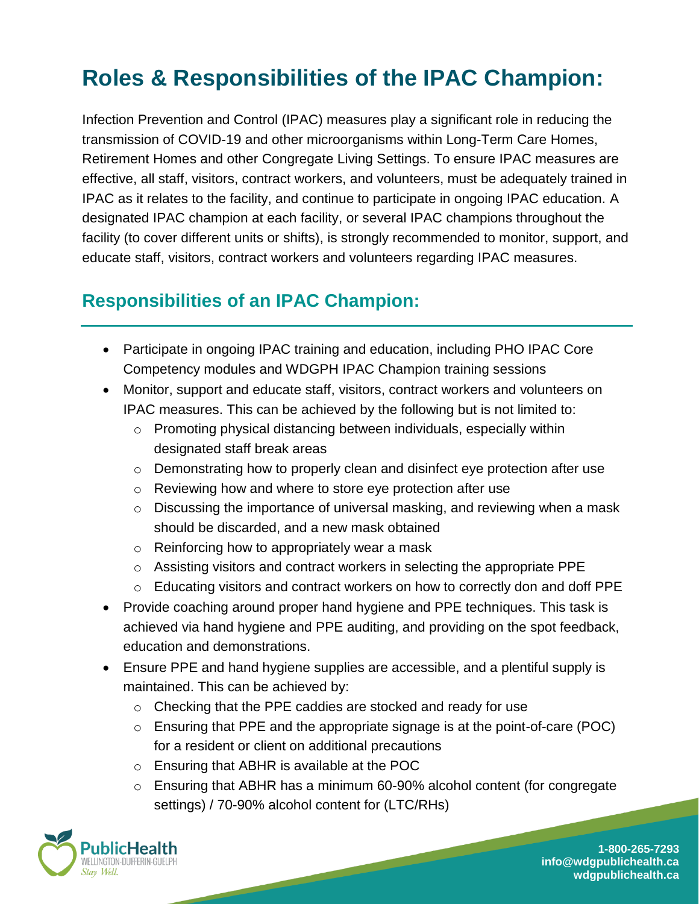# Roles & Responsibilities of the IPAC Champion:

Infection Prevention and Control (IPAC) measures play a significant role in reducing the transmission of COVID-19 and other microorganisms within Long-Term Care Homes, Retirement Homes and other Congregate Living Settings. To ensure IPAC measures are effective, all staff, visitors, contract workers, and volunteers, must be adequately trained in IPAC as it relates to the facility, and continue to participate in ongoing IPAC education. A designated IPAC champion at each facility, or several IPAC champions throughout the facility (to cover different units or shifts), is strongly recommended to monitor, support, and educate staff, visitors, contract workers and volunteers regarding IPAC measures.

## Responsibilities of an IPAC Champion:

- Participate in ongoing IPAC training and education, including PHO IPAC Core Competency modules and WDGPH IPAC Champion training sessions
- Monitor, support and educate staff, visitors, contract workers and volunteers on IPAC measures. This can be achieved by the following but is not limited to:
  - Promoting physical distancing between individuals, especially within designated staff break areas
  - Demonstrating how to properly clean and disinfect eye protection after use
  - Reviewing how and where to store eye protection after use
  - Discussing the importance of universal masking, and reviewing when a mask should be discarded, and a new mask obtained
  - Reinforcing how to appropriately wear a mask
  - Assisting visitors and contract workers in selecting the appropriate PPE
  - Educating visitors and contract workers on how to correctly don and doff PPE
- Provide coaching around proper hand hygiene and PPE techniques. This task is achieved via hand hygiene and PPE auditing, and providing on the spot feedback, education and demonstrations.
- Ensure PPE and hand hygiene supplies are accessible, and a plentiful supply is maintained. This can be achieved by:
  - Checking that the PPE caddies are stocked and ready for use
  - Ensuring that PPE and the appropriate signage is at the point-of-care (POC) for a resident or client on additional precautions
  - Ensuring that ABHR is available at the POC
  - Ensuring that ABHR has a minimum 60-90% alcohol content (for congregate settings) / 70-90% alcohol content for (LTC/RHs)

PublicHealth
WELLINGTON-DUFFERIN-GUELPH
Stay Well.

1-800-265-7293
info@wdgpublichealth.ca
wdgpublichealth.ca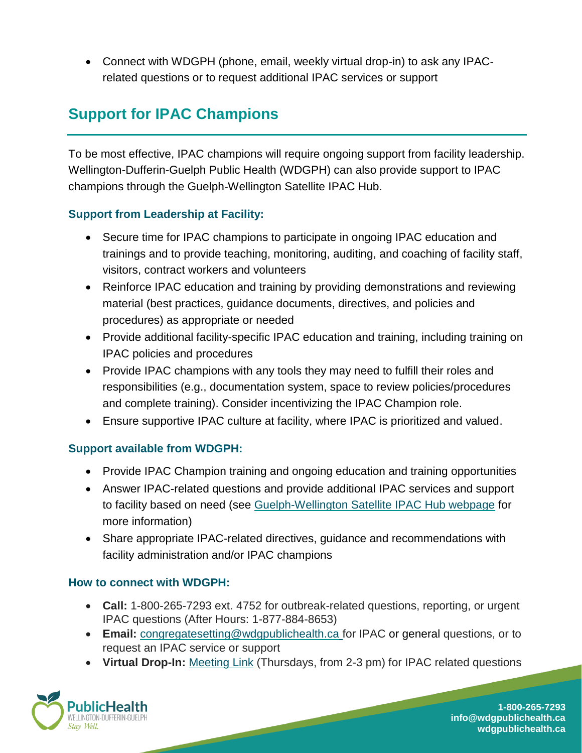- Connect with WDGPH (phone, email, weekly virtual drop-in) to ask any IPAC-related questions or to request additional IPAC services or support

## Support for IPAC Champions

To be most effective, IPAC champions will require ongoing support from facility leadership. Wellington-Dufferin-Guelph Public Health (WDGPH) can also provide support to IPAC champions through the Guelph-Wellington Satellite IPAC Hub.

### Support from Leadership at Facility:

- Secure time for IPAC champions to participate in ongoing IPAC education and trainings and to provide teaching, monitoring, auditing, and coaching of facility staff, visitors, contract workers and volunteers
- Reinforce IPAC education and training by providing demonstrations and reviewing material (best practices, guidance documents, directives, and policies and procedures) as appropriate or needed
- Provide additional facility-specific IPAC education and training, including training on IPAC policies and procedures
- Provide IPAC champions with any tools they may need to fulfill their roles and responsibilities (e.g., documentation system, space to review policies/procedures and complete training). Consider incentivizing the IPAC Champion role.
- Ensure supportive IPAC culture at facility, where IPAC is prioritized and valued.

### Support available from WDGPH:

- Provide IPAC Champion training and ongoing education and training opportunities
- Answer IPAC-related questions and provide additional IPAC services and support to facility based on need (see Guelph-Wellington Satellite IPAC Hub webpage for more information)
- Share appropriate IPAC-related directives, guidance and recommendations with facility administration and/or IPAC champions

### How to connect with WDGPH:

- **Call:** 1-800-265-7293 ext. 4752 for outbreak-related questions, reporting, or urgent IPAC questions (After Hours: 1-877-884-8653)
- **Email:** congregatesetting@wdgpublichealth.ca for IPAC or general questions, or to request an IPAC service or support
- **Virtual Drop-In:** Meeting Link (Thursdays, from 2-3 pm) for IPAC related questions